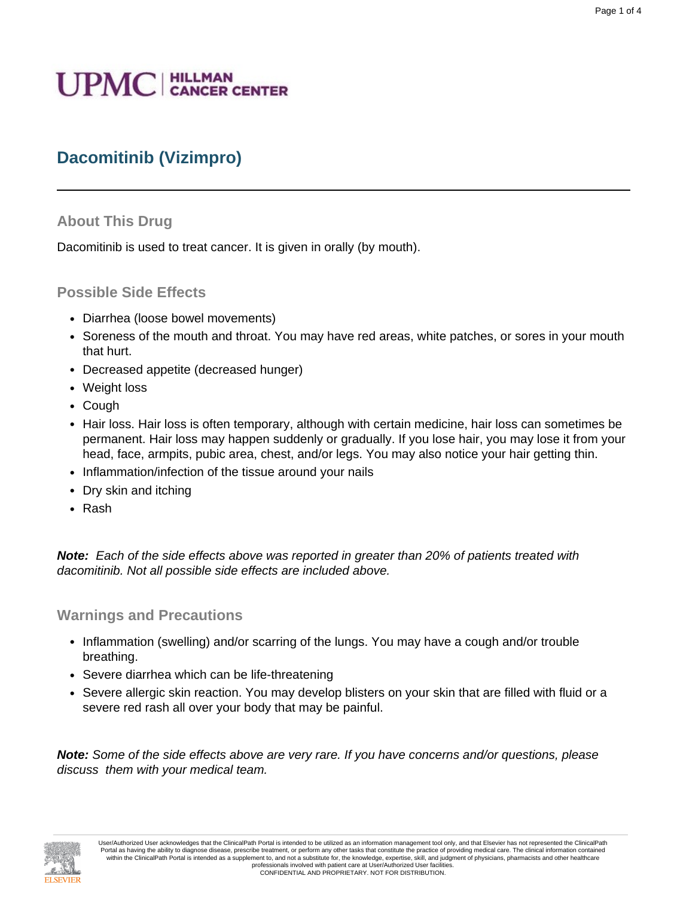UPMC | HILLMAN CANCER CENTER

# Dacomitinib (Vizimpro)

## About This Drug

Dacomitinib is used to treat cancer. It is given in orally (by mouth).

## Possible Side Effects

- Diarrhea (loose bowel movements)
- Soreness of the mouth and throat. You may have red areas, white patches, or sores in your mouth that hurt.
- Decreased appetite (decreased hunger)
- Weight loss
- Cough
- Hair loss. Hair loss is often temporary, although with certain medicine, hair loss can sometimes be permanent. Hair loss may happen suddenly or gradually. If you lose hair, you may lose it from your head, face, armpits, pubic area, chest, and/or legs. You may also notice your hair getting thin.
- Inflammation/infection of the tissue around your nails
- Dry skin and itching
- Rash

***Note:*** *Each of the side effects above was reported in greater than 20% of patients treated with dacomitinib. Not all possible side effects are included above.*

## Warnings and Precautions

- Inflammation (swelling) and/or scarring of the lungs. You may have a cough and/or trouble breathing.
- Severe diarrhea which can be life-threatening
- Severe allergic skin reaction. You may develop blisters on your skin that are filled with fluid or a severe red rash all over your body that may be painful.

***Note:*** *Some of the side effects above are very rare. If you have concerns and/or questions, please discuss them with your medical team.*

User/Authorized User acknowledges that the ClinicalPath Portal is intended to be utilized as an information management tool only, and that Elsevier has not represented the ClinicalPath Portal as having the ability to diagnose disease, prescribe treatment, or perform any other tasks that constitute the practice of providing medical care. The clinical information contained within the ClinicalPath Portal is intended as a supplement to, and not a substitute for, the knowledge, expertise, skill, and judgment of physicians, pharmacists and other healthcare professionals involved with patient care at User/Authorized User facilities.
CONFIDENTIAL AND PROPRIETARY. NOT FOR DISTRIBUTION.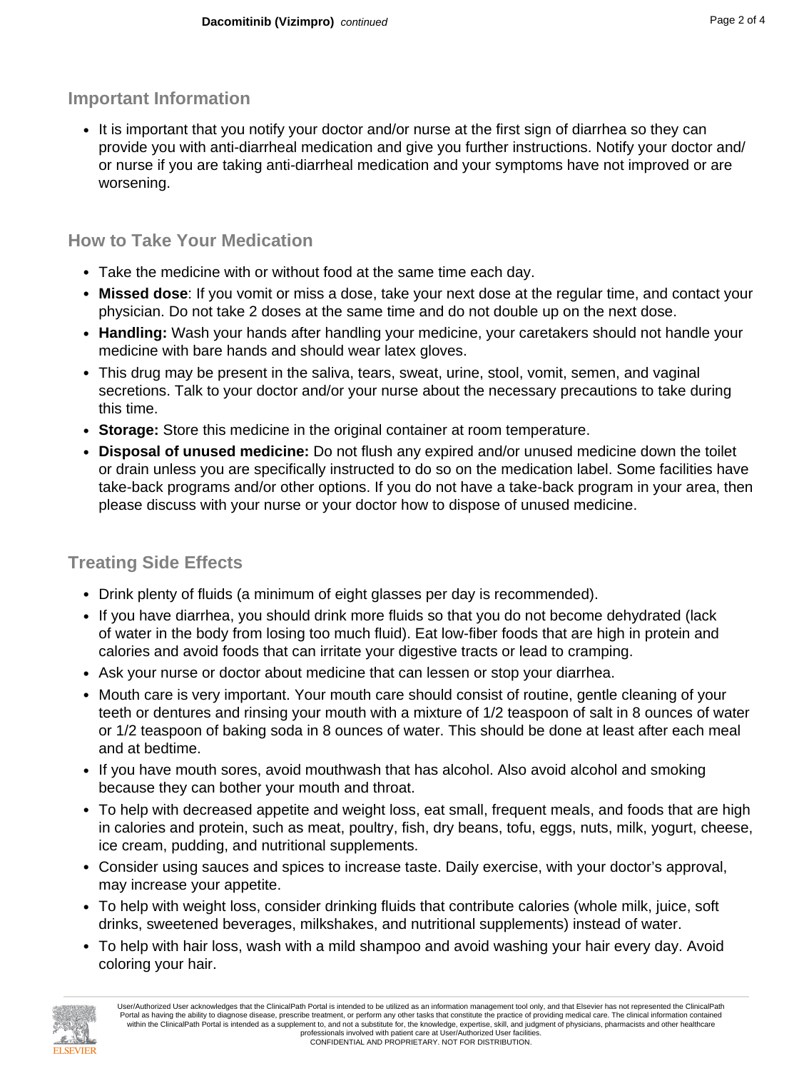## Important Information

- It is important that you notify your doctor and/or nurse at the first sign of diarrhea so they can provide you with anti-diarrheal medication and give you further instructions. Notify your doctor and/ or nurse if you are taking anti-diarrheal medication and your symptoms have not improved or are worsening.

## How to Take Your Medication

- Take the medicine with or without food at the same time each day.
- **Missed dose**: If you vomit or miss a dose, take your next dose at the regular time, and contact your physician. Do not take 2 doses at the same time and do not double up on the next dose.
- **Handling:** Wash your hands after handling your medicine, your caretakers should not handle your medicine with bare hands and should wear latex gloves.
- This drug may be present in the saliva, tears, sweat, urine, stool, vomit, semen, and vaginal secretions. Talk to your doctor and/or your nurse about the necessary precautions to take during this time.
- **Storage:** Store this medicine in the original container at room temperature.
- **Disposal of unused medicine:** Do not flush any expired and/or unused medicine down the toilet or drain unless you are specifically instructed to do so on the medication label. Some facilities have take-back programs and/or other options. If you do not have a take-back program in your area, then please discuss with your nurse or your doctor how to dispose of unused medicine.

## Treating Side Effects

- Drink plenty of fluids (a minimum of eight glasses per day is recommended).
- If you have diarrhea, you should drink more fluids so that you do not become dehydrated (lack of water in the body from losing too much fluid). Eat low-fiber foods that are high in protein and calories and avoid foods that can irritate your digestive tracts or lead to cramping.
- Ask your nurse or doctor about medicine that can lessen or stop your diarrhea.
- Mouth care is very important. Your mouth care should consist of routine, gentle cleaning of your teeth or dentures and rinsing your mouth with a mixture of 1/2 teaspoon of salt in 8 ounces of water or 1/2 teaspoon of baking soda in 8 ounces of water. This should be done at least after each meal and at bedtime.
- If you have mouth sores, avoid mouthwash that has alcohol. Also avoid alcohol and smoking because they can bother your mouth and throat.
- To help with decreased appetite and weight loss, eat small, frequent meals, and foods that are high in calories and protein, such as meat, poultry, fish, dry beans, tofu, eggs, nuts, milk, yogurt, cheese, ice cream, pudding, and nutritional supplements.
- Consider using sauces and spices to increase taste. Daily exercise, with your doctor's approval, may increase your appetite.
- To help with weight loss, consider drinking fluids that contribute calories (whole milk, juice, soft drinks, sweetened beverages, milkshakes, and nutritional supplements) instead of water.
- To help with hair loss, wash with a mild shampoo and avoid washing your hair every day. Avoid coloring your hair.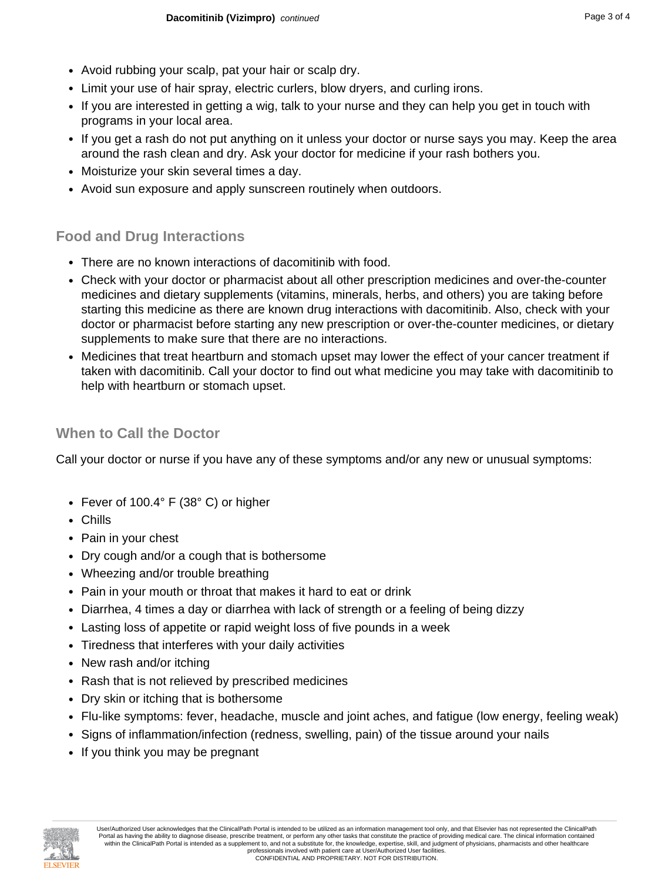- Avoid rubbing your scalp, pat your hair or scalp dry.
- Limit your use of hair spray, electric curlers, blow dryers, and curling irons.
- If you are interested in getting a wig, talk to your nurse and they can help you get in touch with programs in your local area.
- If you get a rash do not put anything on it unless your doctor or nurse says you may. Keep the area around the rash clean and dry. Ask your doctor for medicine if your rash bothers you.
- Moisturize your skin several times a day.
- Avoid sun exposure and apply sunscreen routinely when outdoors.

## Food and Drug Interactions

- There are no known interactions of dacomitinib with food.
- Check with your doctor or pharmacist about all other prescription medicines and over-the-counter medicines and dietary supplements (vitamins, minerals, herbs, and others) you are taking before starting this medicine as there are known drug interactions with dacomitinib. Also, check with your doctor or pharmacist before starting any new prescription or over-the-counter medicines, or dietary supplements to make sure that there are no interactions.
- Medicines that treat heartburn and stomach upset may lower the effect of your cancer treatment if taken with dacomitinib. Call your doctor to find out what medicine you may take with dacomitinib to help with heartburn or stomach upset.

## When to Call the Doctor

Call your doctor or nurse if you have any of these symptoms and/or any new or unusual symptoms:

- Fever of 100.4° F (38° C) or higher
- Chills
- Pain in your chest
- Dry cough and/or a cough that is bothersome
- Wheezing and/or trouble breathing
- Pain in your mouth or throat that makes it hard to eat or drink
- Diarrhea, 4 times a day or diarrhea with lack of strength or a feeling of being dizzy
- Lasting loss of appetite or rapid weight loss of five pounds in a week
- Tiredness that interferes with your daily activities
- New rash and/or itching
- Rash that is not relieved by prescribed medicines
- Dry skin or itching that is bothersome
- Flu-like symptoms: fever, headache, muscle and joint aches, and fatigue (low energy, feeling weak)
- Signs of inflammation/infection (redness, swelling, pain) of the tissue around your nails
- If you think you may be pregnant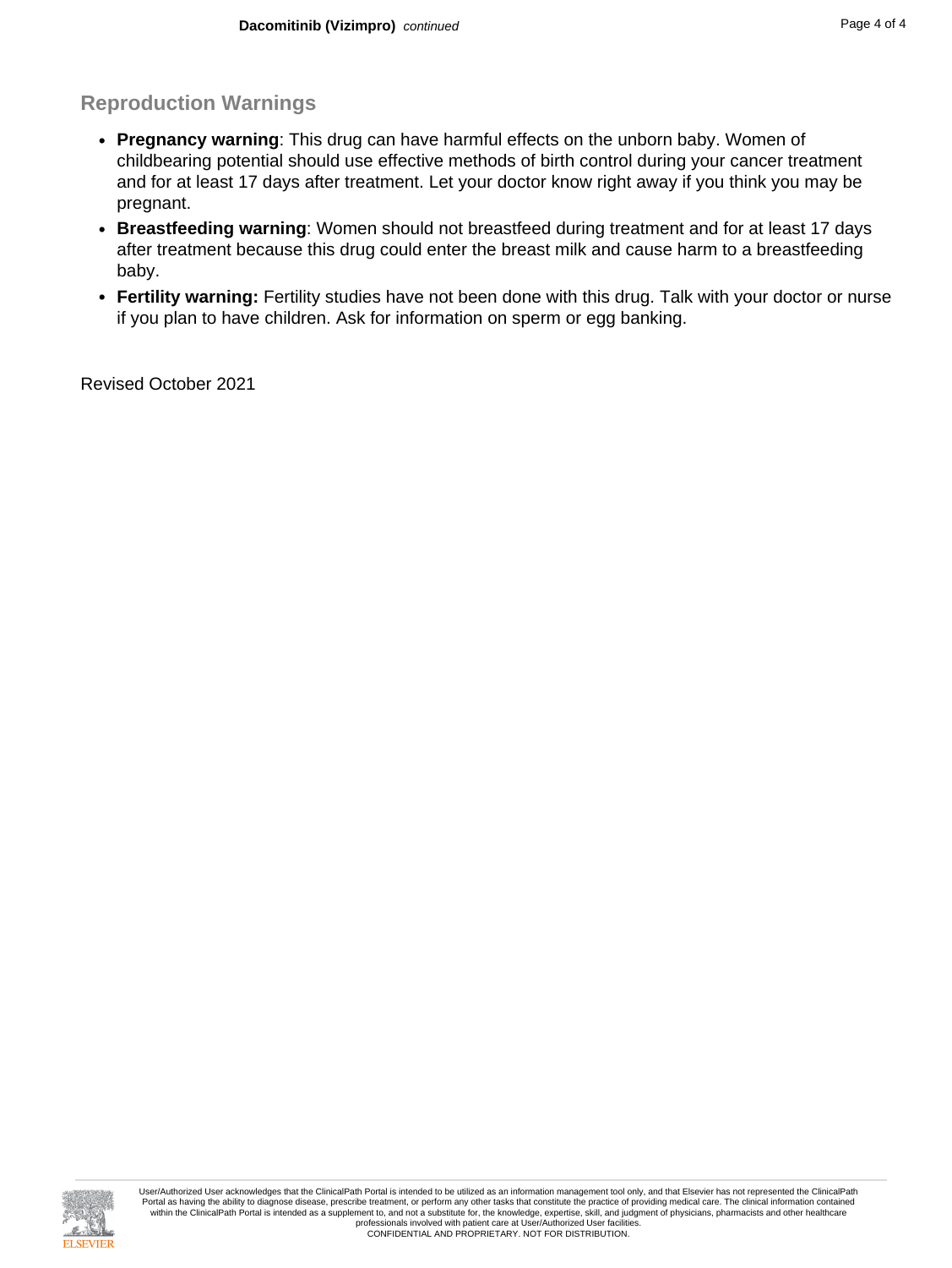## Reproduction Warnings

- **Pregnancy warning**: This drug can have harmful effects on the unborn baby. Women of childbearing potential should use effective methods of birth control during your cancer treatment and for at least 17 days after treatment. Let your doctor know right away if you think you may be pregnant.
- **Breastfeeding warning**: Women should not breastfeed during treatment and for at least 17 days after treatment because this drug could enter the breast milk and cause harm to a breastfeeding baby.
- **Fertility warning:** Fertility studies have not been done with this drug. Talk with your doctor or nurse if you plan to have children. Ask for information on sperm or egg banking.

Revised October 2021

User/Authorized User acknowledges that the ClinicalPath Portal is intended to be utilized as an information management tool only, and that Elsevier has not represented the ClinicalPath Portal as having the ability to diagnose disease, prescribe treatment, or perform any other tasks that constitute the practice of providing medical care. The clinical information contained within the ClinicalPath Portal is intended as a supplement to, and not a substitute for, the knowledge, expertise, skill, and judgment of physicians, pharmacists and other healthcare professionals involved with patient care at User/Authorized User facilities.
CONFIDENTIAL AND PROPRIETARY. NOT FOR DISTRIBUTION.